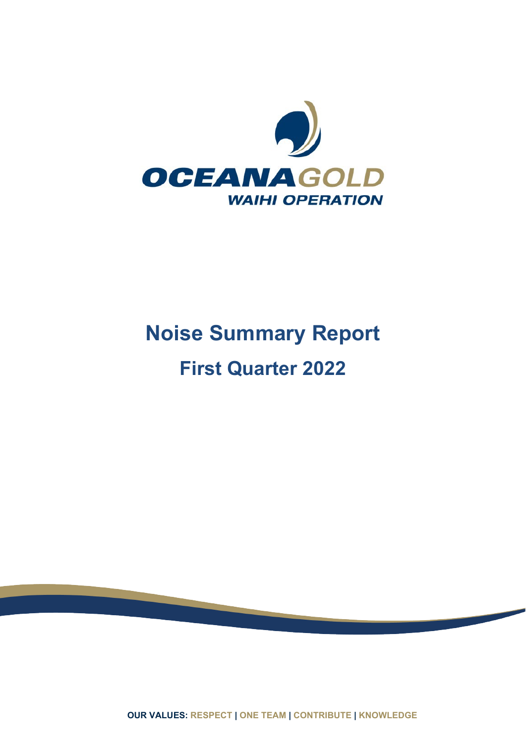OCEANAGOLD

WAIHI OPERATION

# Noise Summary Report

## First Quarter 2022

**OUR VALUES: RESPECT | ONE TEAM | CONTRIBUTE | KNOWLEDGE**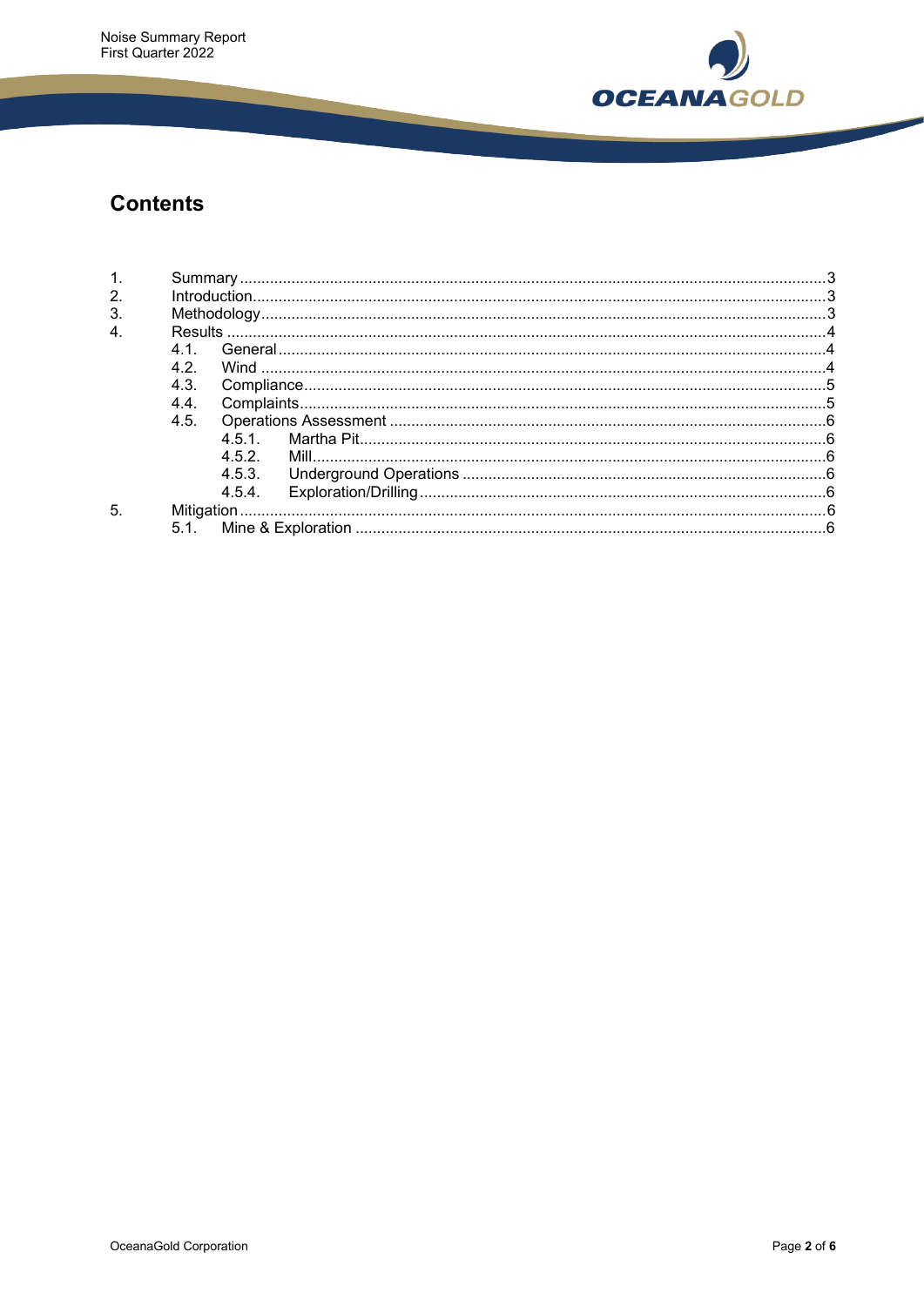# Contents

1. Summary ..... 3
2. Introduction ..... 3
3. Methodology ..... 3
4. Results ..... 4
    - 4.1. General ..... 4
    - 4.2. Wind ..... 4
    - 4.3. Compliance ..... 5
    - 4.4. Complaints ..... 5
    - 4.5. Operations Assessment ..... 6
        - 4.5.1. Martha Pit ..... 6
        - 4.5.2. Mill ..... 6
        - 4.5.3. Underground Operations ..... 6
        - 4.5.4. Exploration/Drilling ..... 6
5. Mitigation ..... 6
    - 5.1. Mine & Exploration ..... 6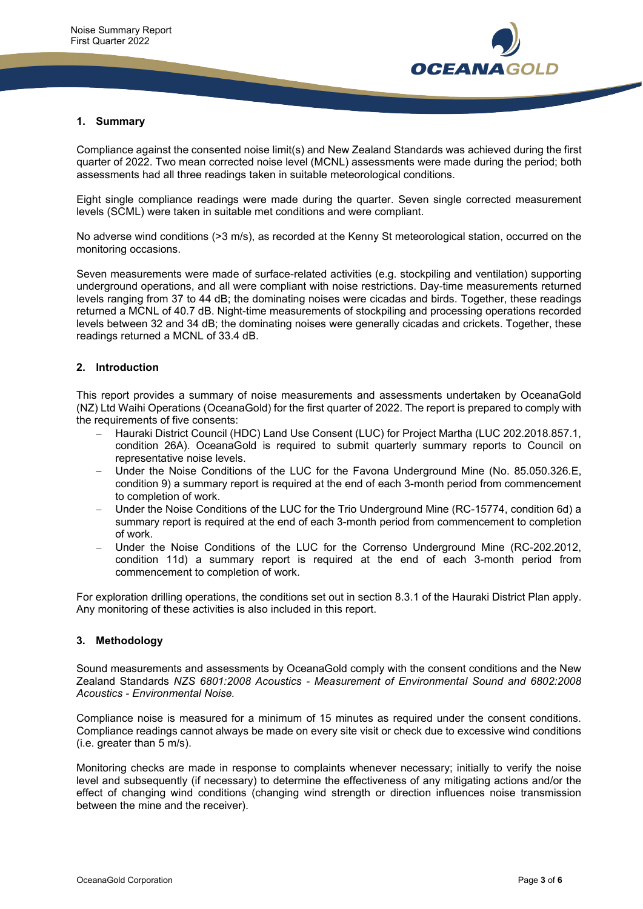## 1. Summary

Compliance against the consented noise limit(s) and New Zealand Standards was achieved during the first quarter of 2022. Two mean corrected noise level (MCNL) assessments were made during the period; both assessments had all three readings taken in suitable meteorological conditions.

Eight single compliance readings were made during the quarter. Seven single corrected measurement levels (SCML) were taken in suitable met conditions and were compliant.

No adverse wind conditions (>3 m/s), as recorded at the Kenny St meteorological station, occurred on the monitoring occasions.

Seven measurements were made of surface-related activities (e.g. stockpiling and ventilation) supporting underground operations, and all were compliant with noise restrictions. Day-time measurements returned levels ranging from 37 to 44 dB; the dominating noises were cicadas and birds. Together, these readings returned a MCNL of 40.7 dB. Night-time measurements of stockpiling and processing operations recorded levels between 32 and 34 dB; the dominating noises were generally cicadas and crickets. Together, these readings returned a MCNL of 33.4 dB.

## 2. Introduction

This report provides a summary of noise measurements and assessments undertaken by OceanaGold (NZ) Ltd Waihi Operations (OceanaGold) for the first quarter of 2022. The report is prepared to comply with the requirements of five consents:

- Hauraki District Council (HDC) Land Use Consent (LUC) for Project Martha (LUC 202.2018.857.1, condition 26A). OceanaGold is required to submit quarterly summary reports to Council on representative noise levels.
- Under the Noise Conditions of the LUC for the Favona Underground Mine (No. 85.050.326.E, condition 9) a summary report is required at the end of each 3-month period from commencement to completion of work.
- Under the Noise Conditions of the LUC for the Trio Underground Mine (RC-15774, condition 6d) a summary report is required at the end of each 3-month period from commencement to completion of work.
- Under the Noise Conditions of the LUC for the Correnso Underground Mine (RC-202.2012, condition 11d) a summary report is required at the end of each 3-month period from commencement to completion of work.

For exploration drilling operations, the conditions set out in section 8.3.1 of the Hauraki District Plan apply. Any monitoring of these activities is also included in this report.

## 3. Methodology

Sound measurements and assessments by OceanaGold comply with the consent conditions and the New Zealand Standards *NZS 6801:2008 Acoustics - Measurement of Environmental Sound and 6802:2008 Acoustics - Environmental Noise.*

Compliance noise is measured for a minimum of 15 minutes as required under the consent conditions. Compliance readings cannot always be made on every site visit or check due to excessive wind conditions (i.e. greater than 5 m/s).

Monitoring checks are made in response to complaints whenever necessary; initially to verify the noise level and subsequently (if necessary) to determine the effectiveness of any mitigating actions and/or the effect of changing wind conditions (changing wind strength or direction influences noise transmission between the mine and the receiver).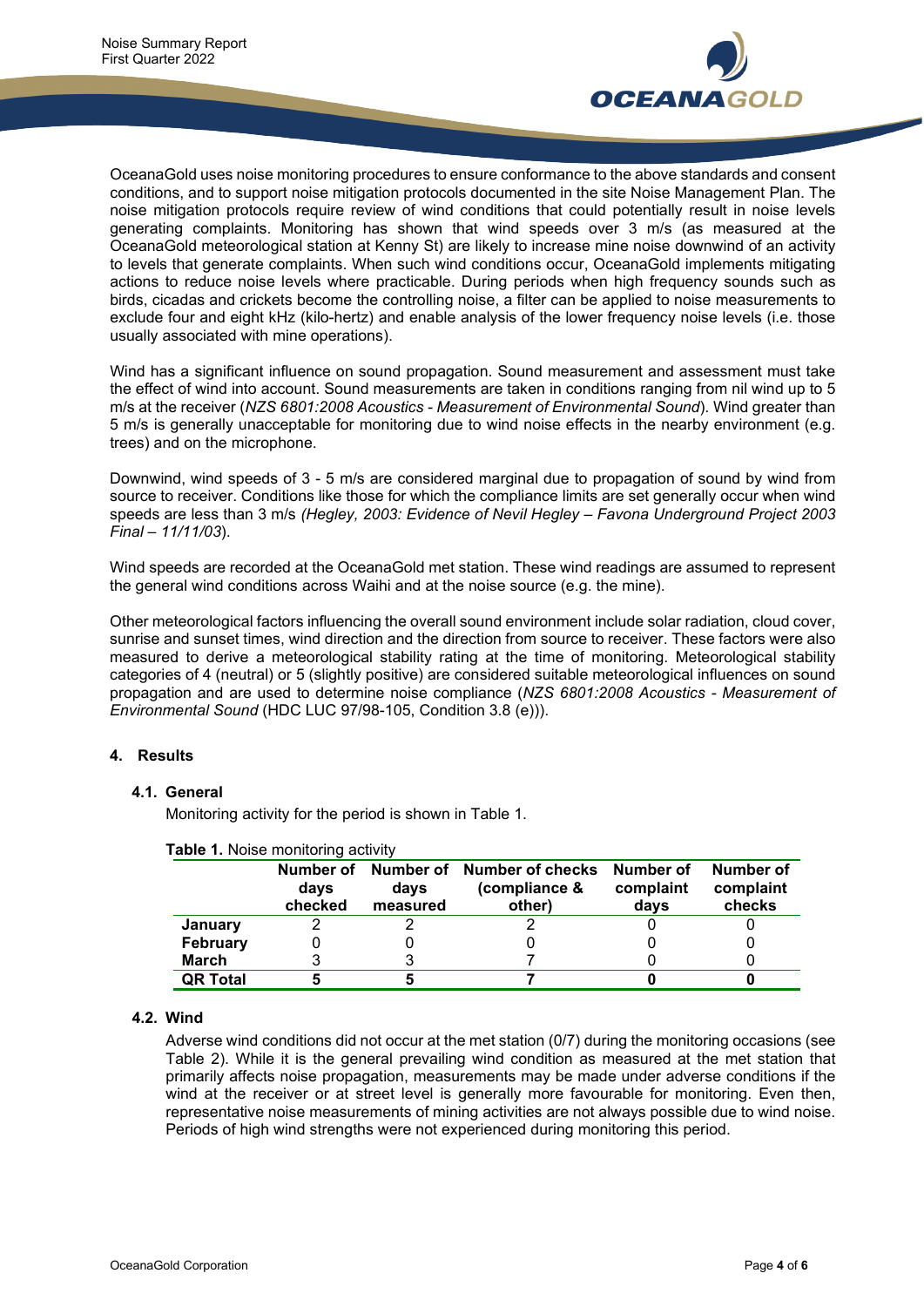OceanaGold uses noise monitoring procedures to ensure conformance to the above standards and consent conditions, and to support noise mitigation protocols documented in the site Noise Management Plan. The noise mitigation protocols require review of wind conditions that could potentially result in noise levels generating complaints. Monitoring has shown that wind speeds over 3 m/s (as measured at the OceanaGold meteorological station at Kenny St) are likely to increase mine noise downwind of an activity to levels that generate complaints. When such wind conditions occur, OceanaGold implements mitigating actions to reduce noise levels where practicable. During periods when high frequency sounds such as birds, cicadas and crickets become the controlling noise, a filter can be applied to noise measurements to exclude four and eight kHz (kilo-hertz) and enable analysis of the lower frequency noise levels (i.e. those usually associated with mine operations).

Wind has a significant influence on sound propagation. Sound measurement and assessment must take the effect of wind into account. Sound measurements are taken in conditions ranging from nil wind up to 5 m/s at the receiver (*NZS 6801:2008 Acoustics - Measurement of Environmental Sound*). Wind greater than 5 m/s is generally unacceptable for monitoring due to wind noise effects in the nearby environment (e.g. trees) and on the microphone.

Downwind, wind speeds of 3 - 5 m/s are considered marginal due to propagation of sound by wind from source to receiver. Conditions like those for which the compliance limits are set generally occur when wind speeds are less than 3 m/s *(Hegley, 2003: Evidence of Nevil Hegley – Favona Underground Project 2003 Final – 11/11/03*).

Wind speeds are recorded at the OceanaGold met station. These wind readings are assumed to represent the general wind conditions across Waihi and at the noise source (e.g. the mine).

Other meteorological factors influencing the overall sound environment include solar radiation, cloud cover, sunrise and sunset times, wind direction and the direction from source to receiver. These factors were also measured to derive a meteorological stability rating at the time of monitoring. Meteorological stability categories of 4 (neutral) or 5 (slightly positive) are considered suitable meteorological influences on sound propagation and are used to determine noise compliance (*NZS 6801:2008 Acoustics - Measurement of Environmental Sound* (HDC LUC 97/98-105, Condition 3.8 (e))).

## 4. Results

### 4.1. General

Monitoring activity for the period is shown in Table 1.

**Table 1.** Noise monitoring activity

| | Number of days checked | Number of days measured | Number of checks (compliance & other) | Number of complaint days | Number of complaint checks |
|---|---|---|---|---|---|
| **January** | 2 | 2 | 2 | 0 | 0 |
| **February** | 0 | 0 | 0 | 0 | 0 |
| **March** | 3 | 3 | 7 | 0 | 0 |
| **QR Total** | **5** | **5** | **7** | **0** | **0** |

### 4.2. Wind

Adverse wind conditions did not occur at the met station (0/7) during the monitoring occasions (see Table 2). While it is the general prevailing wind condition as measured at the met station that primarily affects noise propagation, measurements may be made under adverse conditions if the wind at the receiver or at street level is generally more favourable for monitoring. Even then, representative noise measurements of mining activities are not always possible due to wind noise. Periods of high wind strengths were not experienced during monitoring this period.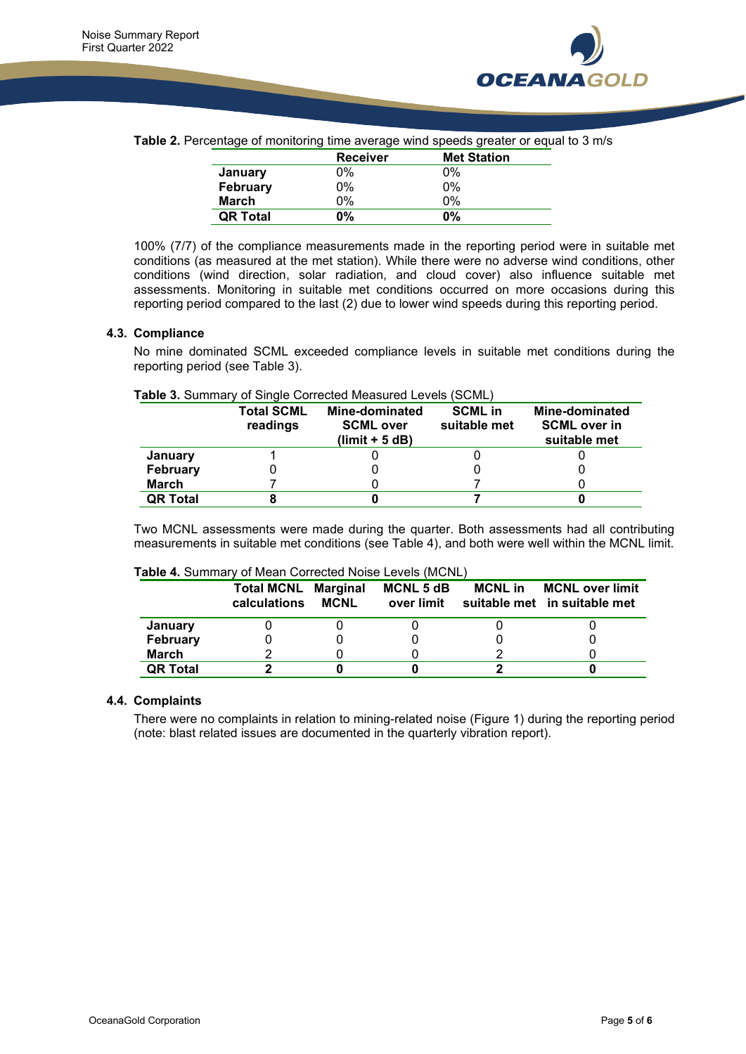**Table 2.** Percentage of monitoring time average wind speeds greater or equal to 3 m/s

| | Receiver | Met Station |
|---|---|---|
| **January** | 0% | 0% |
| **February** | 0% | 0% |
| **March** | 0% | 0% |
| **QR Total** | **0%** | **0%** |

100% (7/7) of the compliance measurements made in the reporting period were in suitable met conditions (as measured at the met station). While there were no adverse wind conditions, other conditions (wind direction, solar radiation, and cloud cover) also influence suitable met assessments. Monitoring in suitable met conditions occurred on more occasions during this reporting period compared to the last (2) due to lower wind speeds during this reporting period.

### 4.3. Compliance

No mine dominated SCML exceeded compliance levels in suitable met conditions during the reporting period (see Table 3).

**Table 3.** Summary of Single Corrected Measured Levels (SCML)

| | Total SCML readings | Mine-dominated SCML over (limit + 5 dB) | SCML in suitable met | Mine-dominated SCML over in suitable met |
|---|---|---|---|---|
| **January** | 1 | 0 | 0 | 0 |
| **February** | 0 | 0 | 0 | 0 |
| **March** | 7 | 0 | 7 | 0 |
| **QR Total** | **8** | **0** | **7** | **0** |

Two MCNL assessments were made during the quarter. Both assessments had all contributing measurements in suitable met conditions (see Table 4), and both were well within the MCNL limit.

**Table 4.** Summary of Mean Corrected Noise Levels (MCNL)

| | Total MCNL calculations | Marginal MCNL | MCNL 5 dB over limit | MCNL in suitable met | MCNL over limit in suitable met |
|---|---|---|---|---|---|
| **January** | 0 | 0 | 0 | 0 | 0 |
| **February** | 0 | 0 | 0 | 0 | 0 |
| **March** | 2 | 0 | 0 | 2 | 0 |
| **QR Total** | **2** | **0** | **0** | **2** | **0** |

### 4.4. Complaints

There were no complaints in relation to mining-related noise (Figure 1) during the reporting period (note: blast related issues are documented in the quarterly vibration report).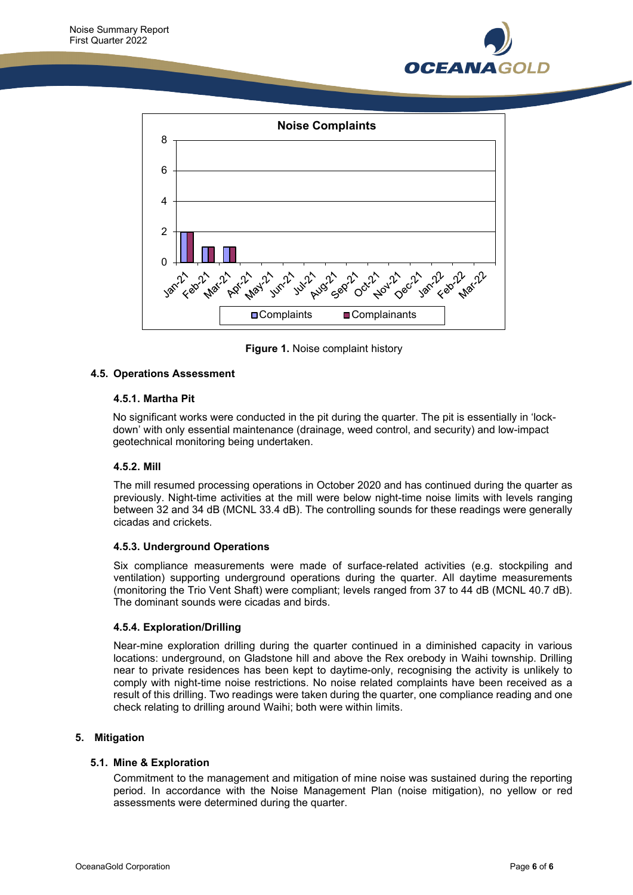Noise Complaints

8
6
4
2
0

Jan-21 Feb-21 Mar-21 Apr-21 May-21 Jun-21 Jul-21 Aug-21 Sep-21 Oct-21 Nov-21 Dec-21 Jan-22 Feb-22 Mar-22

Complaints Complainants

**Figure 1.** Noise complaint history

### 4.5. Operations Assessment

#### 4.5.1. Martha Pit

No significant works were conducted in the pit during the quarter. The pit is essentially in 'lock-down' with only essential maintenance (drainage, weed control, and security) and low-impact geotechnical monitoring being undertaken.

#### 4.5.2. Mill

The mill resumed processing operations in October 2020 and has continued during the quarter as previously. Night-time activities at the mill were below night-time noise limits with levels ranging between 32 and 34 dB (MCNL 33.4 dB). The controlling sounds for these readings were generally cicadas and crickets.

#### 4.5.3. Underground Operations

Six compliance measurements were made of surface-related activities (e.g. stockpiling and ventilation) supporting underground operations during the quarter. All daytime measurements (monitoring the Trio Vent Shaft) were compliant; levels ranged from 37 to 44 dB (MCNL 40.7 dB). The dominant sounds were cicadas and birds.

#### 4.5.4. Exploration/Drilling

Near-mine exploration drilling during the quarter continued in a diminished capacity in various locations: underground, on Gladstone hill and above the Rex orebody in Waihi township. Drilling near to private residences has been kept to daytime-only, recognising the activity is unlikely to comply with night-time noise restrictions. No noise related complaints have been received as a result of this drilling. Two readings were taken during the quarter, one compliance reading and one check relating to drilling around Waihi; both were within limits.

## 5. Mitigation

### 5.1. Mine & Exploration

Commitment to the management and mitigation of mine noise was sustained during the reporting period. In accordance with the Noise Management Plan (noise mitigation), no yellow or red assessments were determined during the quarter.